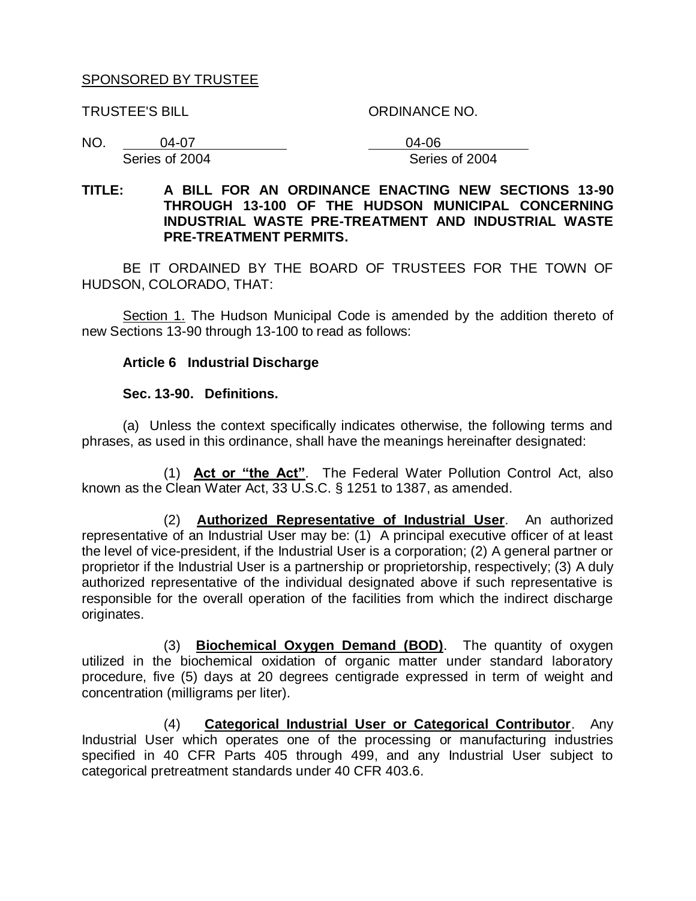SPONSORED BY TRUSTEE

TRUSTEE'S BILL ORDINANCE NO.

NO. 04-07 04-06
Series of 2004 Series of 2004

**TITLE: A BILL FOR AN ORDINANCE ENACTING NEW SECTIONS 13-90 THROUGH 13-100 OF THE HUDSON MUNICIPAL CONCERNING INDUSTRIAL WASTE PRE-TREATMENT AND INDUSTRIAL WASTE PRE-TREATMENT PERMITS.**

BE IT ORDAINED BY THE BOARD OF TRUSTEES FOR THE TOWN OF HUDSON, COLORADO, THAT:

Section 1. The Hudson Municipal Code is amended by the addition thereto of new Sections 13-90 through 13-100 to read as follows:

**Article 6 Industrial Discharge**

**Sec. 13-90. Definitions.**

(a) Unless the context specifically indicates otherwise, the following terms and phrases, as used in this ordinance, shall have the meanings hereinafter designated:

(1) **Act or "the Act"**. The Federal Water Pollution Control Act, also known as the Clean Water Act, 33 U.S.C. § 1251 to 1387, as amended.

(2) **Authorized Representative of Industrial User**. An authorized representative of an Industrial User may be: (1) A principal executive officer of at least the level of vice-president, if the Industrial User is a corporation; (2) A general partner or proprietor if the Industrial User is a partnership or proprietorship, respectively; (3) A duly authorized representative of the individual designated above if such representative is responsible for the overall operation of the facilities from which the indirect discharge originates.

(3) **Biochemical Oxygen Demand (BOD)**. The quantity of oxygen utilized in the biochemical oxidation of organic matter under standard laboratory procedure, five (5) days at 20 degrees centigrade expressed in term of weight and concentration (milligrams per liter).

(4) **Categorical Industrial User or Categorical Contributor**. Any Industrial User which operates one of the processing or manufacturing industries specified in 40 CFR Parts 405 through 499, and any Industrial User subject to categorical pretreatment standards under 40 CFR 403.6.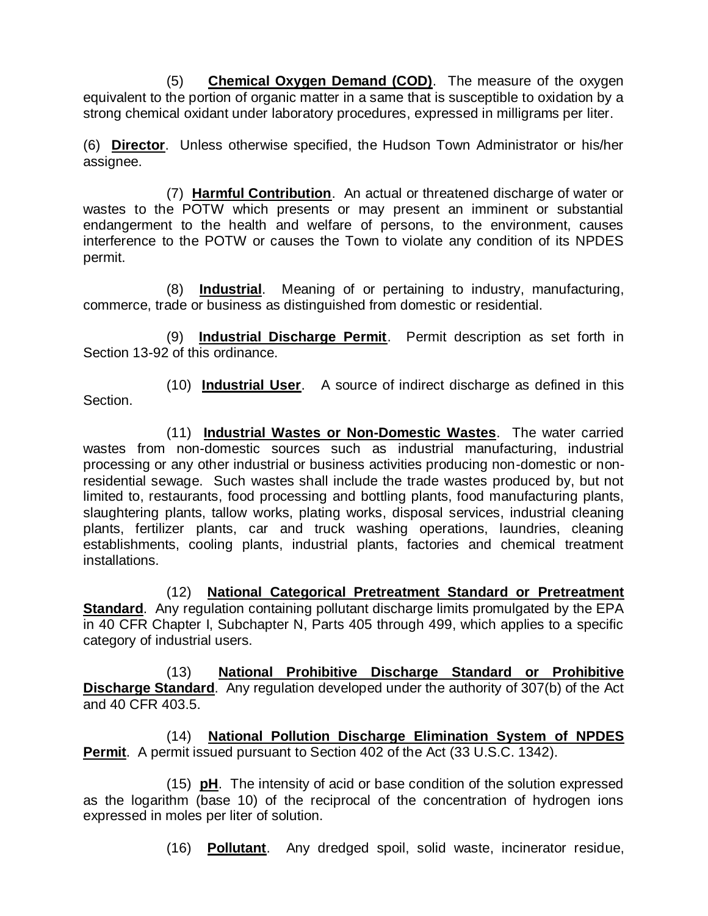(5) **Chemical Oxygen Demand (COD)**. The measure of the oxygen equivalent to the portion of organic matter in a same that is susceptible to oxidation by a strong chemical oxidant under laboratory procedures, expressed in milligrams per liter.

(6) **Director**. Unless otherwise specified, the Hudson Town Administrator or his/her assignee.

(7) **Harmful Contribution**. An actual or threatened discharge of water or wastes to the POTW which presents or may present an imminent or substantial endangerment to the health and welfare of persons, to the environment, causes interference to the POTW or causes the Town to violate any condition of its NPDES permit.

(8) **Industrial**. Meaning of or pertaining to industry, manufacturing, commerce, trade or business as distinguished from domestic or residential.

(9) **Industrial Discharge Permit**. Permit description as set forth in Section 13-92 of this ordinance.

(10) **Industrial User**. A source of indirect discharge as defined in this Section.

(11) **Industrial Wastes or Non-Domestic Wastes**. The water carried wastes from non-domestic sources such as industrial manufacturing, industrial processing or any other industrial or business activities producing non-domestic or non-residential sewage. Such wastes shall include the trade wastes produced by, but not limited to, restaurants, food processing and bottling plants, food manufacturing plants, slaughtering plants, tallow works, plating works, disposal services, industrial cleaning plants, fertilizer plants, car and truck washing operations, laundries, cleaning establishments, cooling plants, industrial plants, factories and chemical treatment installations.

(12) **National Categorical Pretreatment Standard or Pretreatment Standard**. Any regulation containing pollutant discharge limits promulgated by the EPA in 40 CFR Chapter I, Subchapter N, Parts 405 through 499, which applies to a specific category of industrial users.

(13) **National Prohibitive Discharge Standard or Prohibitive Discharge Standard**. Any regulation developed under the authority of 307(b) of the Act and 40 CFR 403.5.

(14) **National Pollution Discharge Elimination System of NPDES Permit**. A permit issued pursuant to Section 402 of the Act (33 U.S.C. 1342).

(15) **pH**. The intensity of acid or base condition of the solution expressed as the logarithm (base 10) of the reciprocal of the concentration of hydrogen ions expressed in moles per liter of solution.

(16) **Pollutant**. Any dredged spoil, solid waste, incinerator residue,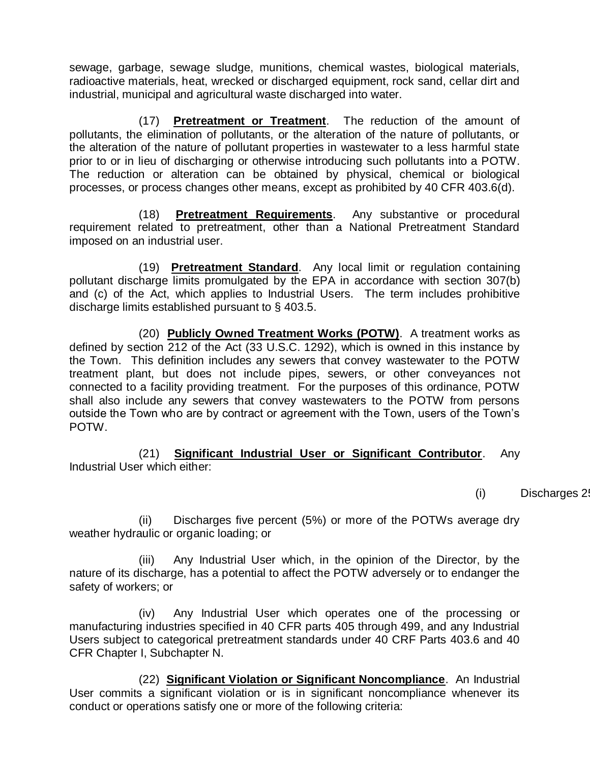sewage, garbage, sewage sludge, munitions, chemical wastes, biological materials, radioactive materials, heat, wrecked or discharged equipment, rock sand, cellar dirt and industrial, municipal and agricultural waste discharged into water.

(17) **Pretreatment or Treatment**. The reduction of the amount of pollutants, the elimination of pollutants, or the alteration of the nature of pollutants, or the alteration of the nature of pollutant properties in wastewater to a less harmful state prior to or in lieu of discharging or otherwise introducing such pollutants into a POTW. The reduction or alteration can be obtained by physical, chemical or biological processes, or process changes other means, except as prohibited by 40 CFR 403.6(d).

(18) **Pretreatment Requirements**. Any substantive or procedural requirement related to pretreatment, other than a National Pretreatment Standard imposed on an industrial user.

(19) **Pretreatment Standard**. Any local limit or regulation containing pollutant discharge limits promulgated by the EPA in accordance with section 307(b) and (c) of the Act, which applies to Industrial Users. The term includes prohibitive discharge limits established pursuant to § 403.5.

(20) **Publicly Owned Treatment Works (POTW)**. A treatment works as defined by section 212 of the Act (33 U.S.C. 1292), which is owned in this instance by the Town. This definition includes any sewers that convey wastewater to the POTW treatment plant, but does not include pipes, sewers, or other conveyances not connected to a facility providing treatment. For the purposes of this ordinance, POTW shall also include any sewers that convey wastewaters to the POTW from persons outside the Town who are by contract or agreement with the Town, users of the Town's POTW.

(21) **Significant Industrial User or Significant Contributor**. Any Industrial User which either:

(i) Discharges 2

(ii) Discharges five percent (5%) or more of the POTWs average dry weather hydraulic or organic loading; or

(iii) Any Industrial User which, in the opinion of the Director, by the nature of its discharge, has a potential to affect the POTW adversely or to endanger the safety of workers; or

(iv) Any Industrial User which operates one of the processing or manufacturing industries specified in 40 CFR parts 405 through 499, and any Industrial Users subject to categorical pretreatment standards under 40 CRF Parts 403.6 and 40 CFR Chapter I, Subchapter N.

(22) **Significant Violation or Significant Noncompliance**. An Industrial User commits a significant violation or is in significant noncompliance whenever its conduct or operations satisfy one or more of the following criteria: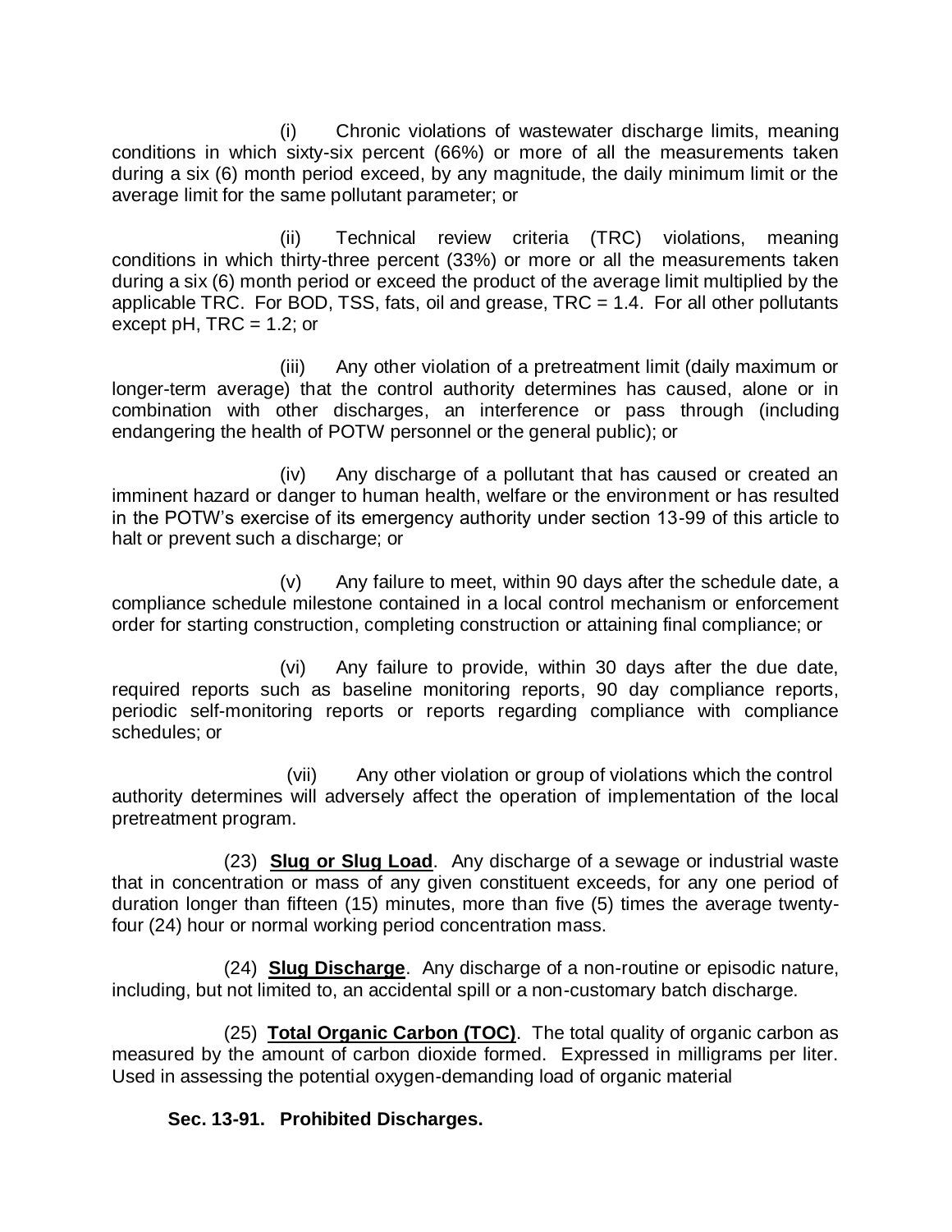(i) Chronic violations of wastewater discharge limits, meaning conditions in which sixty-six percent (66%) or more of all the measurements taken during a six (6) month period exceed, by any magnitude, the daily minimum limit or the average limit for the same pollutant parameter; or

(ii) Technical review criteria (TRC) violations, meaning conditions in which thirty-three percent (33%) or more or all the measurements taken during a six (6) month period or exceed the product of the average limit multiplied by the applicable TRC. For BOD, TSS, fats, oil and grease, TRC = 1.4. For all other pollutants except pH, TRC = 1.2; or

(iii) Any other violation of a pretreatment limit (daily maximum or longer-term average) that the control authority determines has caused, alone or in combination with other discharges, an interference or pass through (including endangering the health of POTW personnel or the general public); or

(iv) Any discharge of a pollutant that has caused or created an imminent hazard or danger to human health, welfare or the environment or has resulted in the POTW's exercise of its emergency authority under section 13-99 of this article to halt or prevent such a discharge; or

(v) Any failure to meet, within 90 days after the schedule date, a compliance schedule milestone contained in a local control mechanism or enforcement order for starting construction, completing construction or attaining final compliance; or

(vi) Any failure to provide, within 30 days after the due date, required reports such as baseline monitoring reports, 90 day compliance reports, periodic self-monitoring reports or reports regarding compliance with compliance schedules; or

(vii) Any other violation or group of violations which the control authority determines will adversely affect the operation of implementation of the local pretreatment program.

(23) **Slug or Slug Load**. Any discharge of a sewage or industrial waste that in concentration or mass of any given constituent exceeds, for any one period of duration longer than fifteen (15) minutes, more than five (5) times the average twenty-four (24) hour or normal working period concentration mass.

(24) **Slug Discharge**. Any discharge of a non-routine or episodic nature, including, but not limited to, an accidental spill or a non-customary batch discharge.

(25) **Total Organic Carbon (TOC)**. The total quality of organic carbon as measured by the amount of carbon dioxide formed. Expressed in milligrams per liter. Used in assessing the potential oxygen-demanding load of organic material

**Sec. 13-91. Prohibited Discharges.**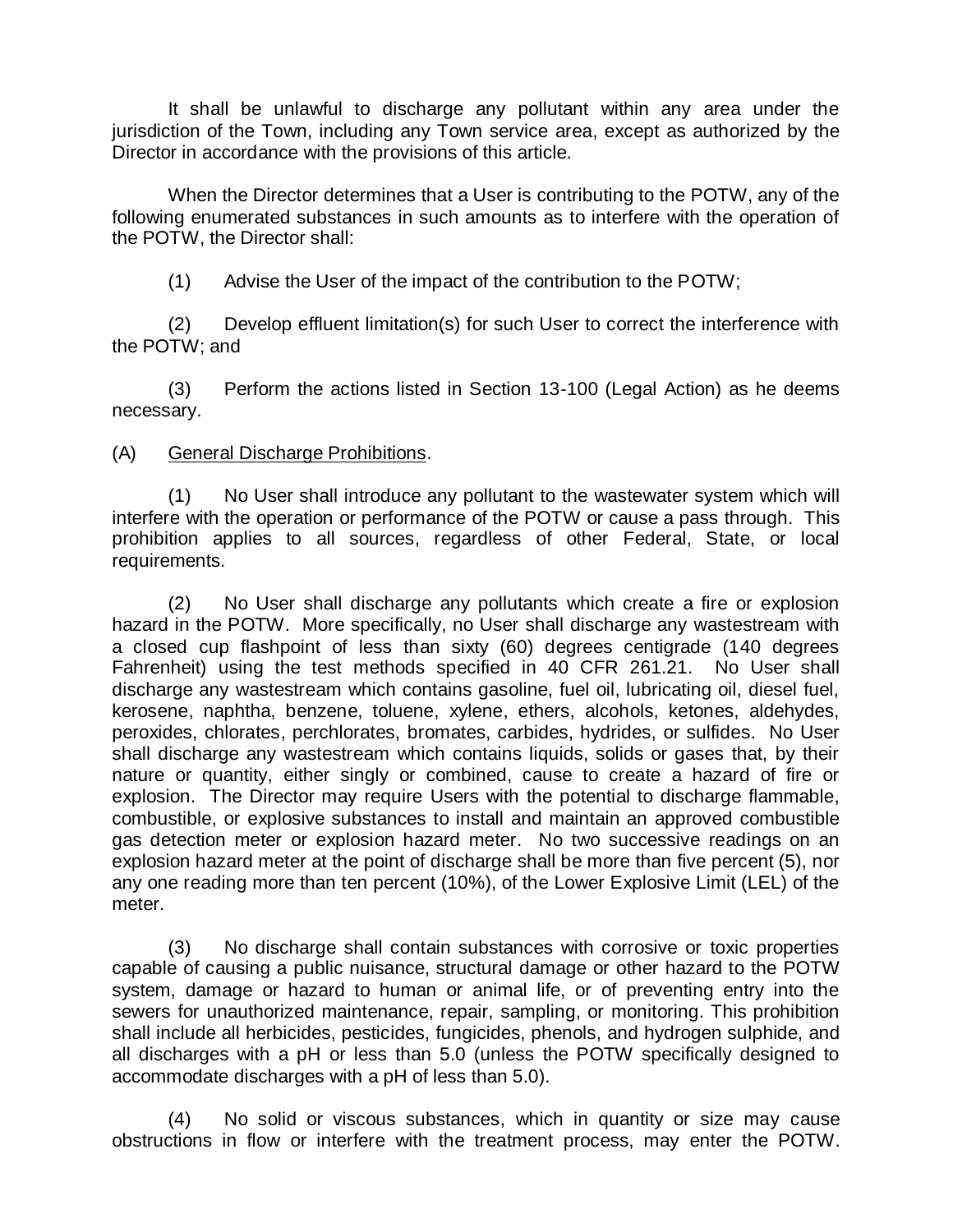It shall be unlawful to discharge any pollutant within any area under the jurisdiction of the Town, including any Town service area, except as authorized by the Director in accordance with the provisions of this article.

When the Director determines that a User is contributing to the POTW, any of the following enumerated substances in such amounts as to interfere with the operation of the POTW, the Director shall:

(1) Advise the User of the impact of the contribution to the POTW;

(2) Develop effluent limitation(s) for such User to correct the interference with the POTW; and

(3) Perform the actions listed in Section 13-100 (Legal Action) as he deems necessary.

(A) <u>General Discharge Prohibitions</u>.

(1) No User shall introduce any pollutant to the wastewater system which will interfere with the operation or performance of the POTW or cause a pass through. This prohibition applies to all sources, regardless of other Federal, State, or local requirements.

(2) No User shall discharge any pollutants which create a fire or explosion hazard in the POTW. More specifically, no User shall discharge any wastestream with a closed cup flashpoint of less than sixty (60) degrees centigrade (140 degrees Fahrenheit) using the test methods specified in 40 CFR 261.21. No User shall discharge any wastestream which contains gasoline, fuel oil, lubricating oil, diesel fuel, kerosene, naphtha, benzene, toluene, xylene, ethers, alcohols, ketones, aldehydes, peroxides, chlorates, perchlorates, bromates, carbides, hydrides, or sulfides. No User shall discharge any wastestream which contains liquids, solids or gases that, by their nature or quantity, either singly or combined, cause to create a hazard of fire or explosion. The Director may require Users with the potential to discharge flammable, combustible, or explosive substances to install and maintain an approved combustible gas detection meter or explosion hazard meter. No two successive readings on an explosion hazard meter at the point of discharge shall be more than five percent (5), nor any one reading more than ten percent (10%), of the Lower Explosive Limit (LEL) of the meter.

(3) No discharge shall contain substances with corrosive or toxic properties capable of causing a public nuisance, structural damage or other hazard to the POTW system, damage or hazard to human or animal life, or of preventing entry into the sewers for unauthorized maintenance, repair, sampling, or monitoring. This prohibition shall include all herbicides, pesticides, fungicides, phenols, and hydrogen sulphide, and all discharges with a pH or less than 5.0 (unless the POTW specifically designed to accommodate discharges with a pH of less than 5.0).

(4) No solid or viscous substances, which in quantity or size may cause obstructions in flow or interfere with the treatment process, may enter the POTW.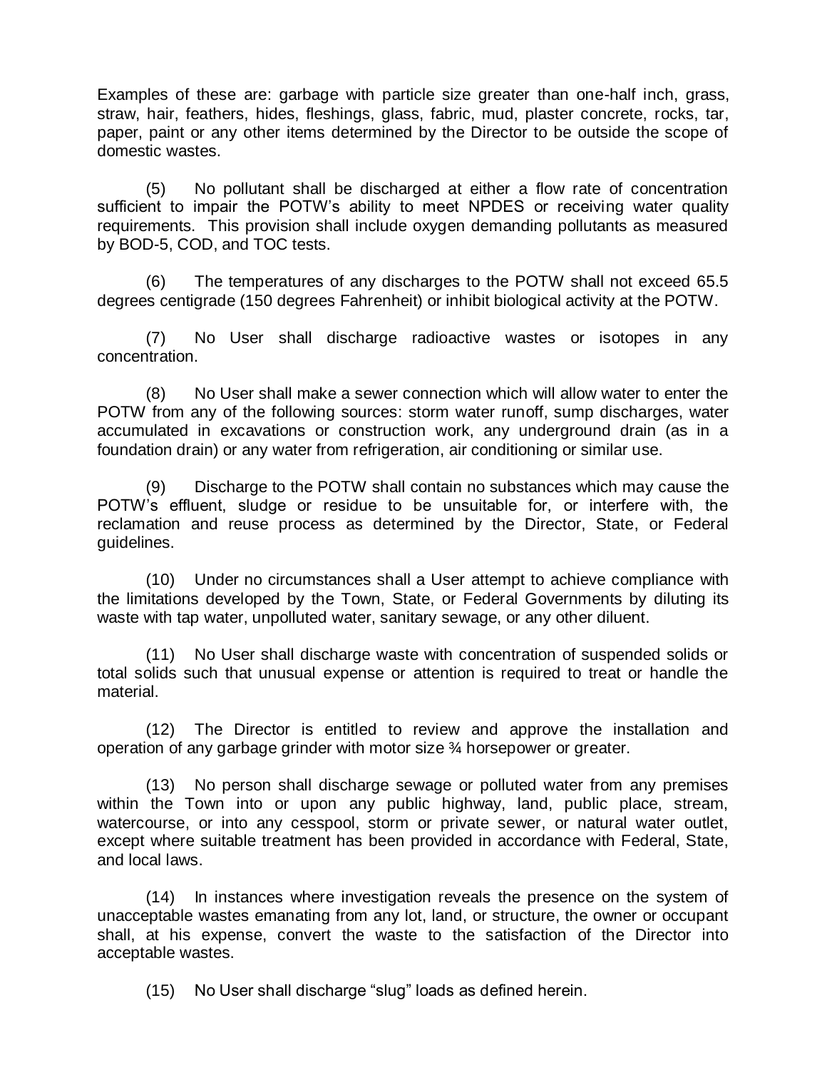Examples of these are: garbage with particle size greater than one-half inch, grass, straw, hair, feathers, hides, fleshings, glass, fabric, mud, plaster concrete, rocks, tar, paper, paint or any other items determined by the Director to be outside the scope of domestic wastes.

(5) No pollutant shall be discharged at either a flow rate of concentration sufficient to impair the POTW's ability to meet NPDES or receiving water quality requirements. This provision shall include oxygen demanding pollutants as measured by BOD-5, COD, and TOC tests.

(6) The temperatures of any discharges to the POTW shall not exceed 65.5 degrees centigrade (150 degrees Fahrenheit) or inhibit biological activity at the POTW.

(7) No User shall discharge radioactive wastes or isotopes in any concentration.

(8) No User shall make a sewer connection which will allow water to enter the POTW from any of the following sources: storm water runoff, sump discharges, water accumulated in excavations or construction work, any underground drain (as in a foundation drain) or any water from refrigeration, air conditioning or similar use.

(9) Discharge to the POTW shall contain no substances which may cause the POTW's effluent, sludge or residue to be unsuitable for, or interfere with, the reclamation and reuse process as determined by the Director, State, or Federal guidelines.

(10) Under no circumstances shall a User attempt to achieve compliance with the limitations developed by the Town, State, or Federal Governments by diluting its waste with tap water, unpolluted water, sanitary sewage, or any other diluent.

(11) No User shall discharge waste with concentration of suspended solids or total solids such that unusual expense or attention is required to treat or handle the material.

(12) The Director is entitled to review and approve the installation and operation of any garbage grinder with motor size ¾ horsepower or greater.

(13) No person shall discharge sewage or polluted water from any premises within the Town into or upon any public highway, land, public place, stream, watercourse, or into any cesspool, storm or private sewer, or natural water outlet, except where suitable treatment has been provided in accordance with Federal, State, and local laws.

(14) In instances where investigation reveals the presence on the system of unacceptable wastes emanating from any lot, land, or structure, the owner or occupant shall, at his expense, convert the waste to the satisfaction of the Director into acceptable wastes.

(15) No User shall discharge "slug" loads as defined herein.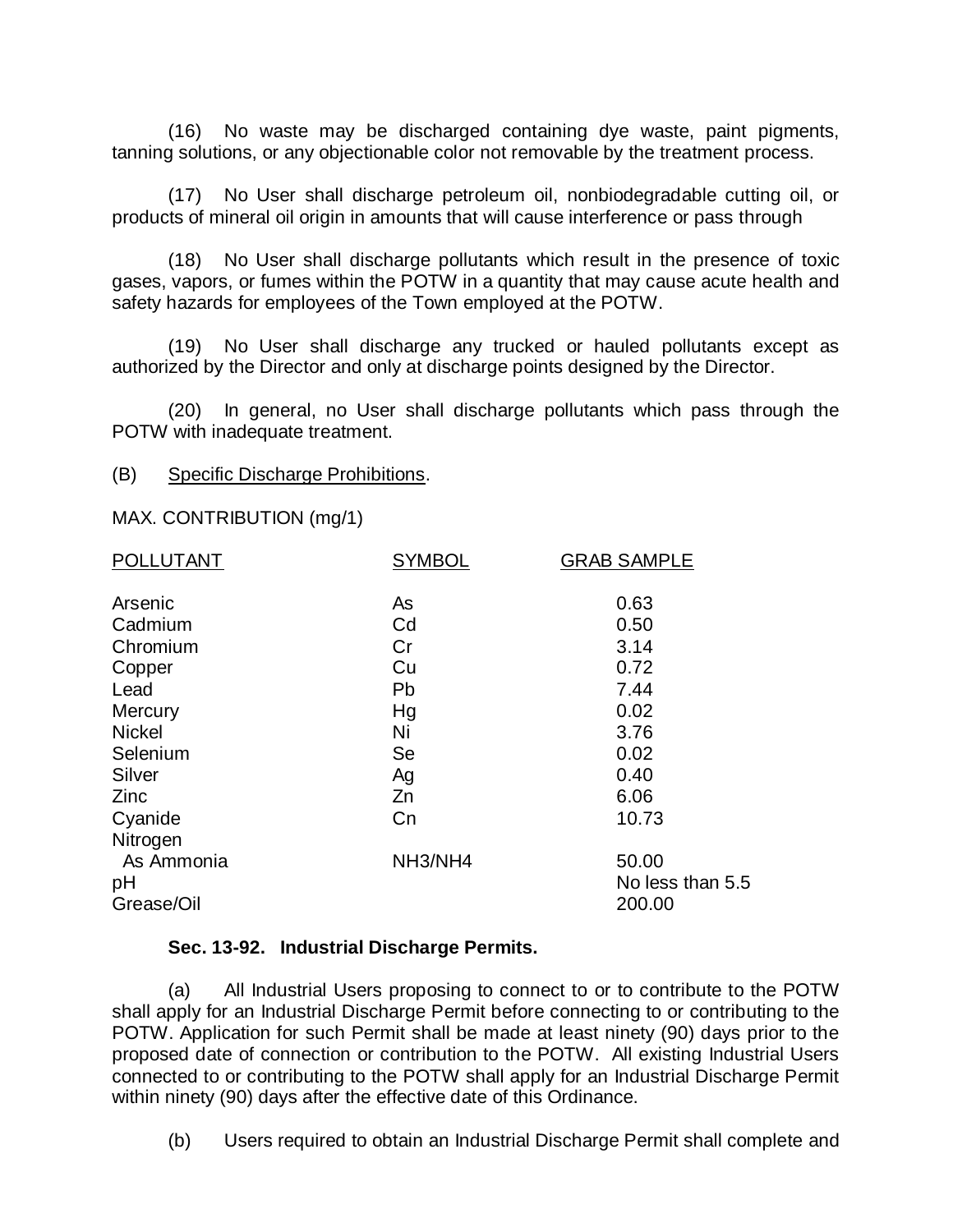(16) No waste may be discharged containing dye waste, paint pigments, tanning solutions, or any objectionable color not removable by the treatment process.

(17) No User shall discharge petroleum oil, nonbiodegradable cutting oil, or products of mineral oil origin in amounts that will cause interference or pass through

(18) No User shall discharge pollutants which result in the presence of toxic gases, vapors, or fumes within the POTW in a quantity that may cause acute health and safety hazards for employees of the Town employed at the POTW.

(19) No User shall discharge any trucked or hauled pollutants except as authorized by the Director and only at discharge points designed by the Director.

(20) In general, no User shall discharge pollutants which pass through the POTW with inadequate treatment.

(B) Specific Discharge Prohibitions.

MAX. CONTRIBUTION (mg/1)

| POLLUTANT | SYMBOL | GRAB SAMPLE |
|---|---|---|
| Arsenic | As | 0.63 |
| Cadmium | Cd | 0.50 |
| Chromium | Cr | 3.14 |
| Copper | Cu | 0.72 |
| Lead | Pb | 7.44 |
| Mercury | Hg | 0.02 |
| Nickel | Ni | 3.76 |
| Selenium | Se | 0.02 |
| Silver | Ag | 0.40 |
| Zinc | Zn | 6.06 |
| Cyanide | Cn | 10.73 |
| Nitrogen As Ammonia | NH3/NH4 | 50.00 |
| pH | | No less than 5.5 |
| Grease/Oil | | 200.00 |

**Sec. 13-92. Industrial Discharge Permits.**

(a) All Industrial Users proposing to connect to or to contribute to the POTW shall apply for an Industrial Discharge Permit before connecting to or contributing to the POTW. Application for such Permit shall be made at least ninety (90) days prior to the proposed date of connection or contribution to the POTW. All existing Industrial Users connected to or contributing to the POTW shall apply for an Industrial Discharge Permit within ninety (90) days after the effective date of this Ordinance.

(b) Users required to obtain an Industrial Discharge Permit shall complete and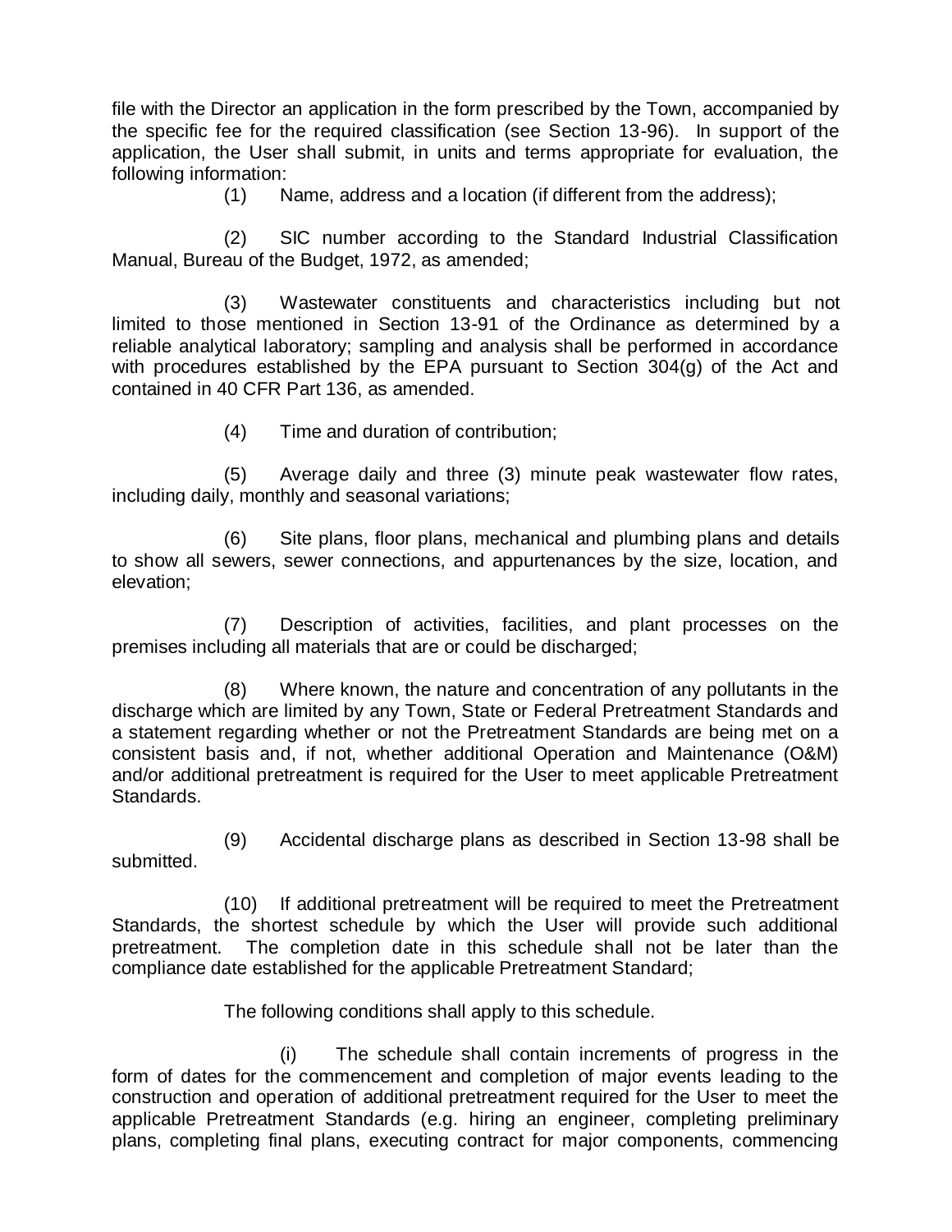file with the Director an application in the form prescribed by the Town, accompanied by the specific fee for the required classification (see Section 13-96). In support of the application, the User shall submit, in units and terms appropriate for evaluation, the following information:

(1) Name, address and a location (if different from the address);

(2) SIC number according to the Standard Industrial Classification Manual, Bureau of the Budget, 1972, as amended;

(3) Wastewater constituents and characteristics including but not limited to those mentioned in Section 13-91 of the Ordinance as determined by a reliable analytical laboratory; sampling and analysis shall be performed in accordance with procedures established by the EPA pursuant to Section 304(g) of the Act and contained in 40 CFR Part 136, as amended.

(4) Time and duration of contribution;

(5) Average daily and three (3) minute peak wastewater flow rates, including daily, monthly and seasonal variations;

(6) Site plans, floor plans, mechanical and plumbing plans and details to show all sewers, sewer connections, and appurtenances by the size, location, and elevation;

(7) Description of activities, facilities, and plant processes on the premises including all materials that are or could be discharged;

(8) Where known, the nature and concentration of any pollutants in the discharge which are limited by any Town, State or Federal Pretreatment Standards and a statement regarding whether or not the Pretreatment Standards are being met on a consistent basis and, if not, whether additional Operation and Maintenance (O&M) and/or additional pretreatment is required for the User to meet applicable Pretreatment Standards.

(9) Accidental discharge plans as described in Section 13-98 shall be submitted.

(10) If additional pretreatment will be required to meet the Pretreatment Standards, the shortest schedule by which the User will provide such additional pretreatment. The completion date in this schedule shall not be later than the compliance date established for the applicable Pretreatment Standard;

The following conditions shall apply to this schedule.

(i) The schedule shall contain increments of progress in the form of dates for the commencement and completion of major events leading to the construction and operation of additional pretreatment required for the User to meet the applicable Pretreatment Standards (e.g. hiring an engineer, completing preliminary plans, completing final plans, executing contract for major components, commencing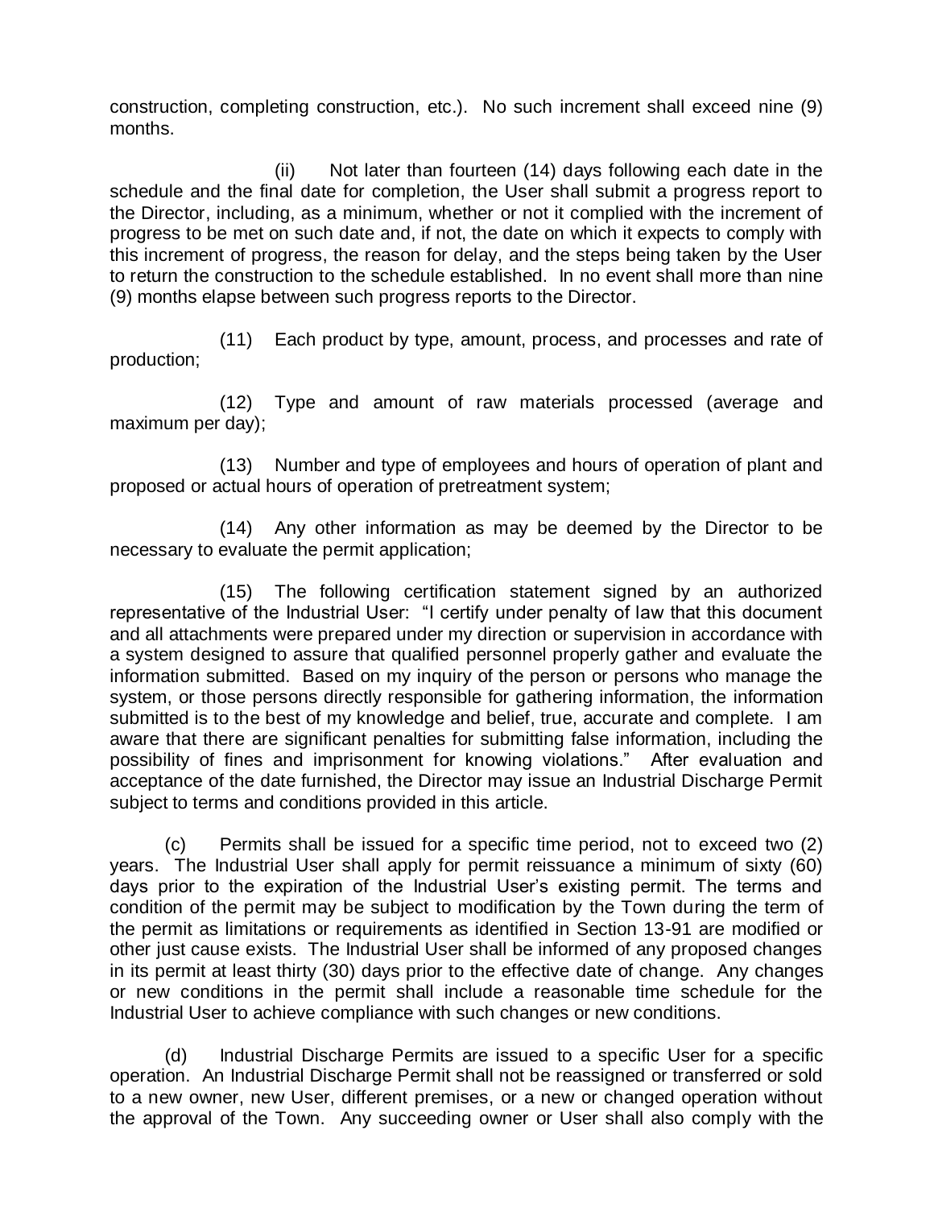construction, completing construction, etc.). No such increment shall exceed nine (9) months.

(ii) Not later than fourteen (14) days following each date in the schedule and the final date for completion, the User shall submit a progress report to the Director, including, as a minimum, whether or not it complied with the increment of progress to be met on such date and, if not, the date on which it expects to comply with this increment of progress, the reason for delay, and the steps being taken by the User to return the construction to the schedule established. In no event shall more than nine (9) months elapse between such progress reports to the Director.

(11) Each product by type, amount, process, and processes and rate of production;

(12) Type and amount of raw materials processed (average and maximum per day);

(13) Number and type of employees and hours of operation of plant and proposed or actual hours of operation of pretreatment system;

(14) Any other information as may be deemed by the Director to be necessary to evaluate the permit application;

(15) The following certification statement signed by an authorized representative of the Industrial User: "I certify under penalty of law that this document and all attachments were prepared under my direction or supervision in accordance with a system designed to assure that qualified personnel properly gather and evaluate the information submitted. Based on my inquiry of the person or persons who manage the system, or those persons directly responsible for gathering information, the information submitted is to the best of my knowledge and belief, true, accurate and complete. I am aware that there are significant penalties for submitting false information, including the possibility of fines and imprisonment for knowing violations." After evaluation and acceptance of the date furnished, the Director may issue an Industrial Discharge Permit subject to terms and conditions provided in this article.

(c) Permits shall be issued for a specific time period, not to exceed two (2) years. The Industrial User shall apply for permit reissuance a minimum of sixty (60) days prior to the expiration of the Industrial User's existing permit. The terms and condition of the permit may be subject to modification by the Town during the term of the permit as limitations or requirements as identified in Section 13-91 are modified or other just cause exists. The Industrial User shall be informed of any proposed changes in its permit at least thirty (30) days prior to the effective date of change. Any changes or new conditions in the permit shall include a reasonable time schedule for the Industrial User to achieve compliance with such changes or new conditions.

(d) Industrial Discharge Permits are issued to a specific User for a specific operation. An Industrial Discharge Permit shall not be reassigned or transferred or sold to a new owner, new User, different premises, or a new or changed operation without the approval of the Town. Any succeeding owner or User shall also comply with the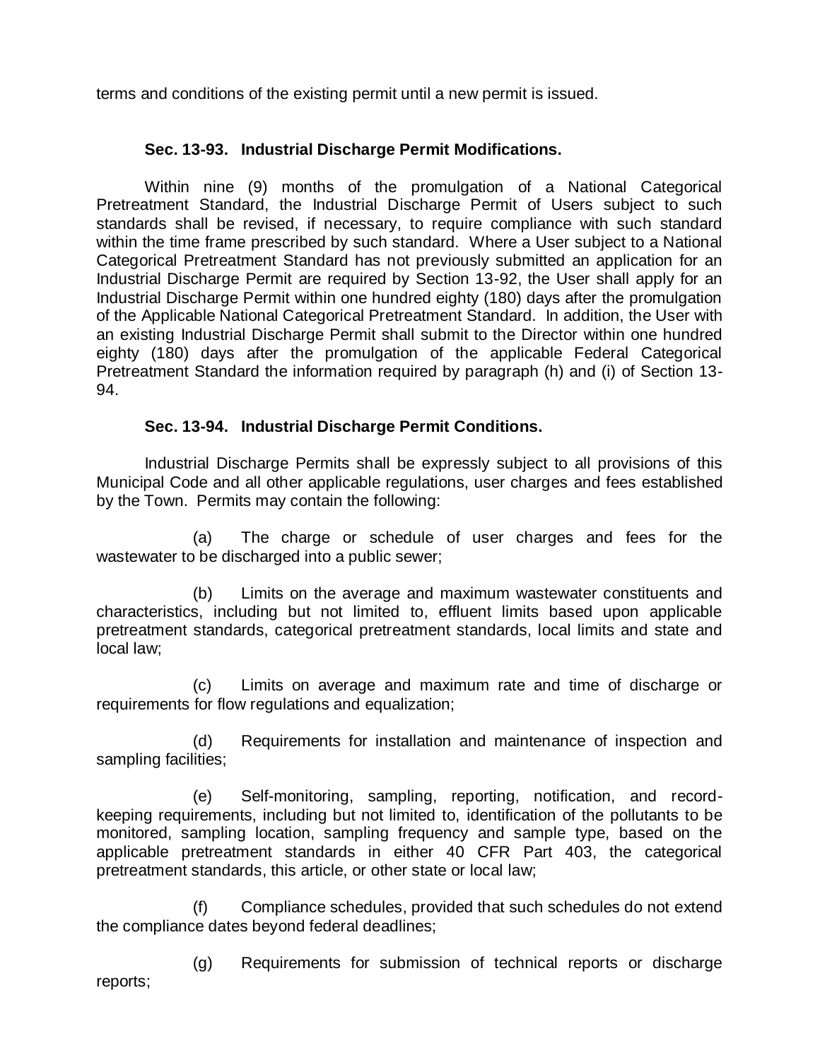terms and conditions of the existing permit until a new permit is issued.

### Sec. 13-93. Industrial Discharge Permit Modifications.

Within nine (9) months of the promulgation of a National Categorical Pretreatment Standard, the Industrial Discharge Permit of Users subject to such standards shall be revised, if necessary, to require compliance with such standard within the time frame prescribed by such standard. Where a User subject to a National Categorical Pretreatment Standard has not previously submitted an application for an Industrial Discharge Permit are required by Section 13-92, the User shall apply for an Industrial Discharge Permit within one hundred eighty (180) days after the promulgation of the Applicable National Categorical Pretreatment Standard. In addition, the User with an existing Industrial Discharge Permit shall submit to the Director within one hundred eighty (180) days after the promulgation of the applicable Federal Categorical Pretreatment Standard the information required by paragraph (h) and (i) of Section 13-94.

### Sec. 13-94. Industrial Discharge Permit Conditions.

Industrial Discharge Permits shall be expressly subject to all provisions of this Municipal Code and all other applicable regulations, user charges and fees established by the Town. Permits may contain the following:

(a) The charge or schedule of user charges and fees for the wastewater to be discharged into a public sewer;

(b) Limits on the average and maximum wastewater constituents and characteristics, including but not limited to, effluent limits based upon applicable pretreatment standards, categorical pretreatment standards, local limits and state and local law;

(c) Limits on average and maximum rate and time of discharge or requirements for flow regulations and equalization;

(d) Requirements for installation and maintenance of inspection and sampling facilities;

(e) Self-monitoring, sampling, reporting, notification, and record-keeping requirements, including but not limited to, identification of the pollutants to be monitored, sampling location, sampling frequency and sample type, based on the applicable pretreatment standards in either 40 CFR Part 403, the categorical pretreatment standards, this article, or other state or local law;

(f) Compliance schedules, provided that such schedules do not extend the compliance dates beyond federal deadlines;

(g) Requirements for submission of technical reports or discharge reports;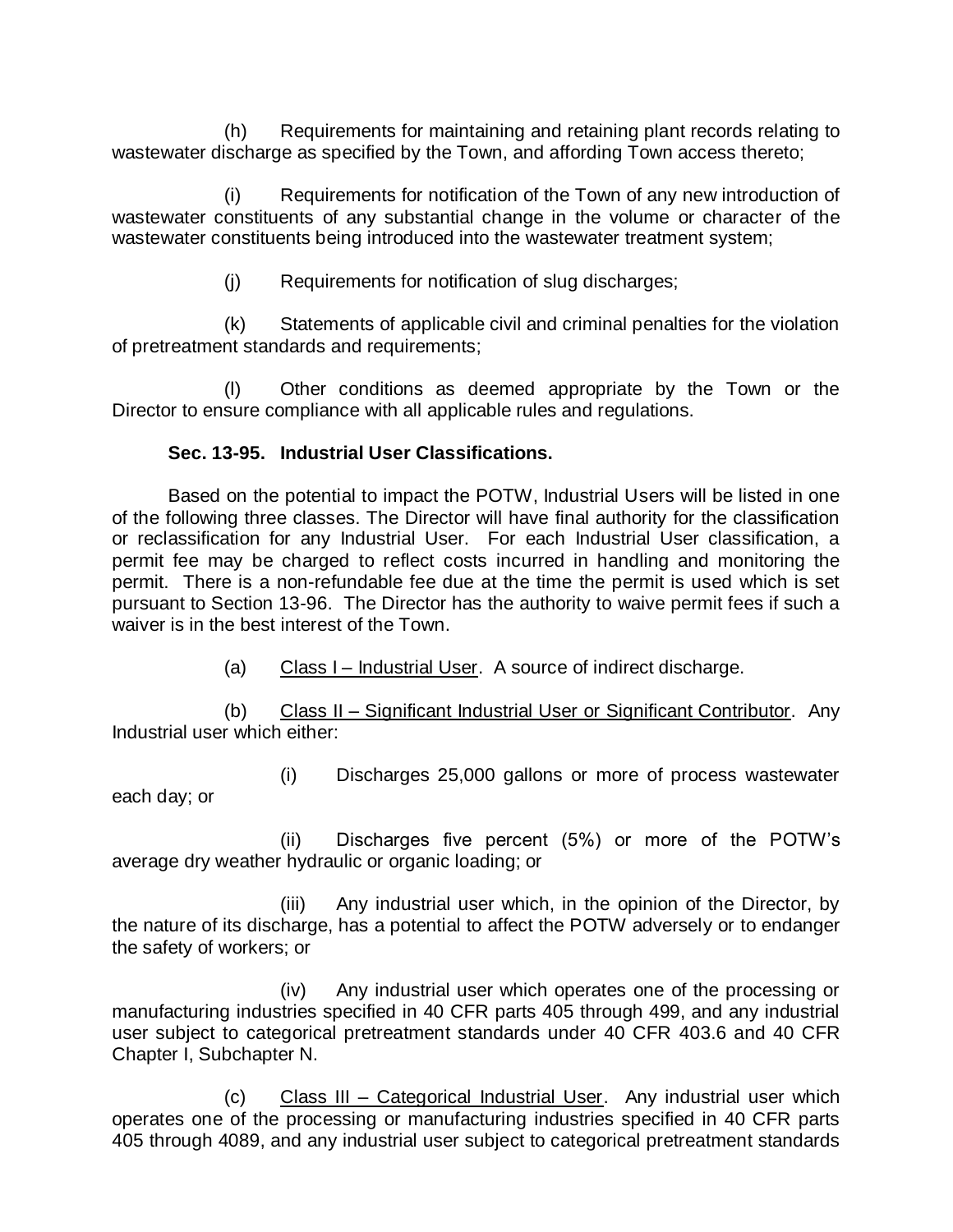(h) Requirements for maintaining and retaining plant records relating to wastewater discharge as specified by the Town, and affording Town access thereto;

(i) Requirements for notification of the Town of any new introduction of wastewater constituents of any substantial change in the volume or character of the wastewater constituents being introduced into the wastewater treatment system;

(j) Requirements for notification of slug discharges;

(k) Statements of applicable civil and criminal penalties for the violation of pretreatment standards and requirements;

(l) Other conditions as deemed appropriate by the Town or the Director to ensure compliance with all applicable rules and regulations.

**Sec. 13-95. Industrial User Classifications.**

Based on the potential to impact the POTW, Industrial Users will be listed in one of the following three classes. The Director will have final authority for the classification or reclassification for any Industrial User. For each Industrial User classification, a permit fee may be charged to reflect costs incurred in handling and monitoring the permit. There is a non-refundable fee due at the time the permit is used which is set pursuant to Section 13-96. The Director has the authority to waive permit fees if such a waiver is in the best interest of the Town.

(a) Class I – Industrial User. A source of indirect discharge.

(b) Class II – Significant Industrial User or Significant Contributor. Any Industrial user which either:

(i) Discharges 25,000 gallons or more of process wastewater each day; or

(ii) Discharges five percent (5%) or more of the POTW's average dry weather hydraulic or organic loading; or

(iii) Any industrial user which, in the opinion of the Director, by the nature of its discharge, has a potential to affect the POTW adversely or to endanger the safety of workers; or

(iv) Any industrial user which operates one of the processing or manufacturing industries specified in 40 CFR parts 405 through 499, and any industrial user subject to categorical pretreatment standards under 40 CFR 403.6 and 40 CFR Chapter I, Subchapter N.

(c) Class III – Categorical Industrial User. Any industrial user which operates one of the processing or manufacturing industries specified in 40 CFR parts 405 through 4089, and any industrial user subject to categorical pretreatment standards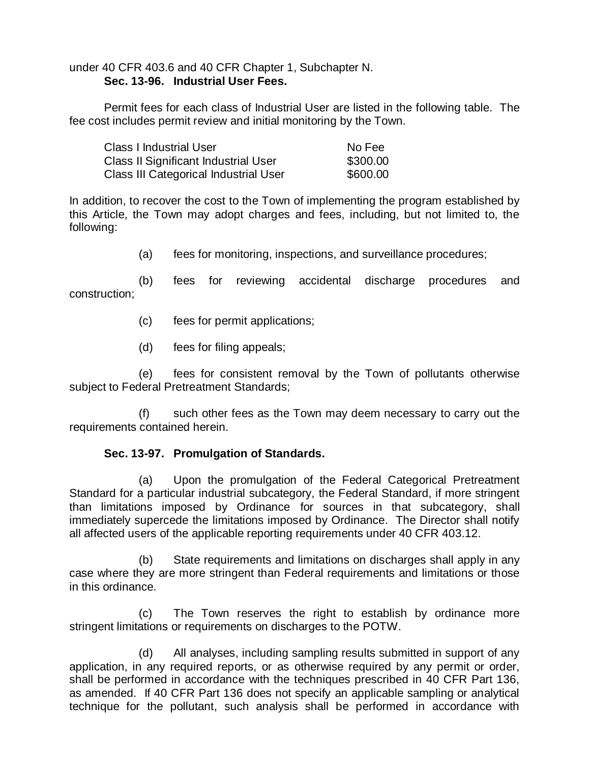under 40 CFR 403.6 and 40 CFR Chapter 1, Subchapter N.

### Sec. 13-96. Industrial User Fees.

Permit fees for each class of Industrial User are listed in the following table. The fee cost includes permit review and initial monitoring by the Town.

| | |
|---|---|
| Class I Industrial User | No Fee |
| Class II Significant Industrial User | $300.00 |
| Class III Categorical Industrial User | $600.00 |

In addition, to recover the cost to the Town of implementing the program established by this Article, the Town may adopt charges and fees, including, but not limited to, the following:

(a) fees for monitoring, inspections, and surveillance procedures;

(b) fees for reviewing accidental discharge procedures and construction;

(c) fees for permit applications;

(d) fees for filing appeals;

(e) fees for consistent removal by the Town of pollutants otherwise subject to Federal Pretreatment Standards;

(f) such other fees as the Town may deem necessary to carry out the requirements contained herein.

### Sec. 13-97. Promulgation of Standards.

(a) Upon the promulgation of the Federal Categorical Pretreatment Standard for a particular industrial subcategory, the Federal Standard, if more stringent than limitations imposed by Ordinance for sources in that subcategory, shall immediately supercede the limitations imposed by Ordinance. The Director shall notify all affected users of the applicable reporting requirements under 40 CFR 403.12.

(b) State requirements and limitations on discharges shall apply in any case where they are more stringent than Federal requirements and limitations or those in this ordinance.

(c) The Town reserves the right to establish by ordinance more stringent limitations or requirements on discharges to the POTW.

(d) All analyses, including sampling results submitted in support of any application, in any required reports, or as otherwise required by any permit or order, shall be performed in accordance with the techniques prescribed in 40 CFR Part 136, as amended. If 40 CFR Part 136 does not specify an applicable sampling or analytical technique for the pollutant, such analysis shall be performed in accordance with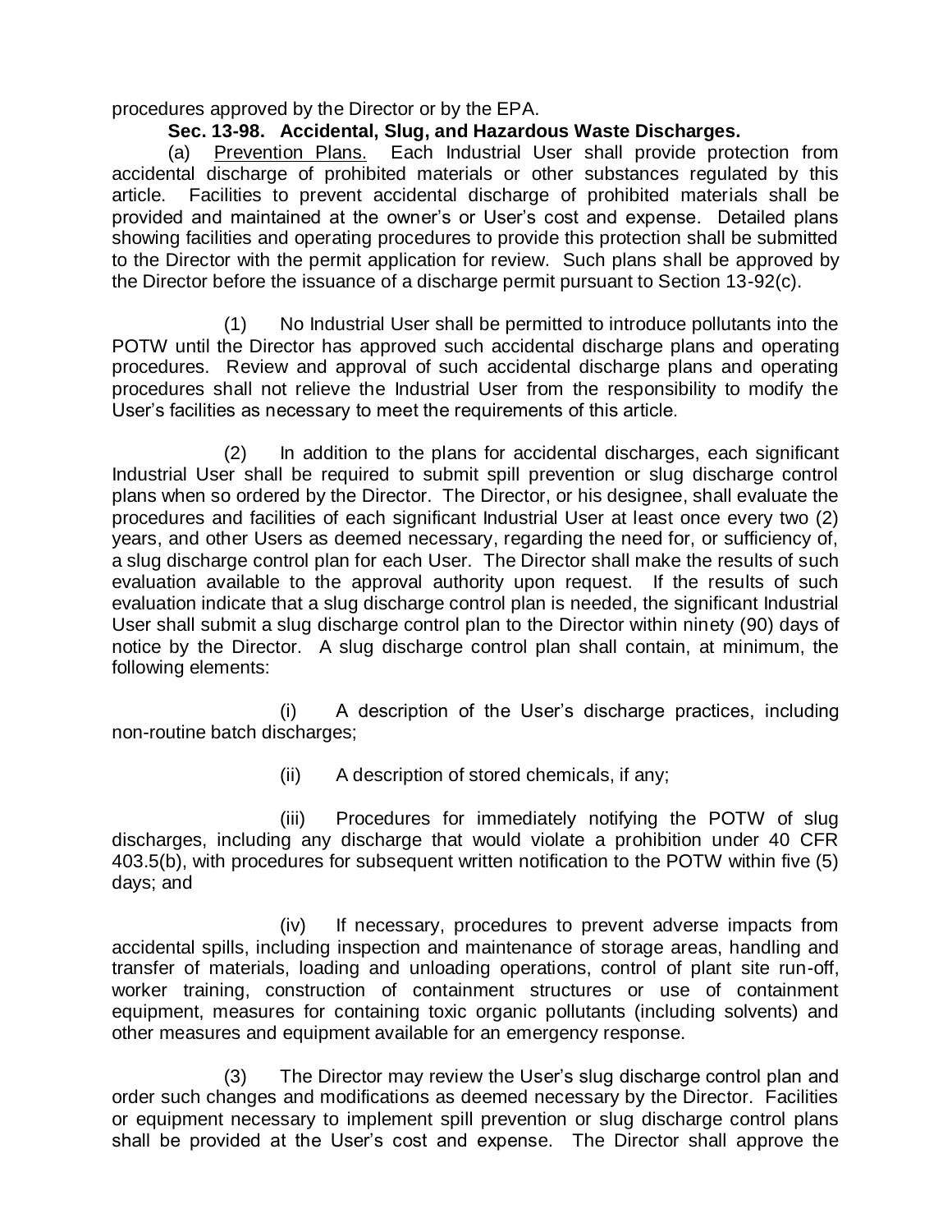procedures approved by the Director or by the EPA.

### Sec. 13-98. Accidental, Slug, and Hazardous Waste Discharges.

(a) Prevention Plans. Each Industrial User shall provide protection from accidental discharge of prohibited materials or other substances regulated by this article. Facilities to prevent accidental discharge of prohibited materials shall be provided and maintained at the owner's or User's cost and expense. Detailed plans showing facilities and operating procedures to provide this protection shall be submitted to the Director with the permit application for review. Such plans shall be approved by the Director before the issuance of a discharge permit pursuant to Section 13-92(c).

(1) No Industrial User shall be permitted to introduce pollutants into the POTW until the Director has approved such accidental discharge plans and operating procedures. Review and approval of such accidental discharge plans and operating procedures shall not relieve the Industrial User from the responsibility to modify the User's facilities as necessary to meet the requirements of this article.

(2) In addition to the plans for accidental discharges, each significant Industrial User shall be required to submit spill prevention or slug discharge control plans when so ordered by the Director. The Director, or his designee, shall evaluate the procedures and facilities of each significant Industrial User at least once every two (2) years, and other Users as deemed necessary, regarding the need for, or sufficiency of, a slug discharge control plan for each User. The Director shall make the results of such evaluation available to the approval authority upon request. If the results of such evaluation indicate that a slug discharge control plan is needed, the significant Industrial User shall submit a slug discharge control plan to the Director within ninety (90) days of notice by the Director. A slug discharge control plan shall contain, at minimum, the following elements:

(i) A description of the User's discharge practices, including non-routine batch discharges;

(ii) A description of stored chemicals, if any;

(iii) Procedures for immediately notifying the POTW of slug discharges, including any discharge that would violate a prohibition under 40 CFR 403.5(b), with procedures for subsequent written notification to the POTW within five (5) days; and

(iv) If necessary, procedures to prevent adverse impacts from accidental spills, including inspection and maintenance of storage areas, handling and transfer of materials, loading and unloading operations, control of plant site run-off, worker training, construction of containment structures or use of containment equipment, measures for containing toxic organic pollutants (including solvents) and other measures and equipment available for an emergency response.

(3) The Director may review the User's slug discharge control plan and order such changes and modifications as deemed necessary by the Director. Facilities or equipment necessary to implement spill prevention or slug discharge control plans shall be provided at the User's cost and expense. The Director shall approve the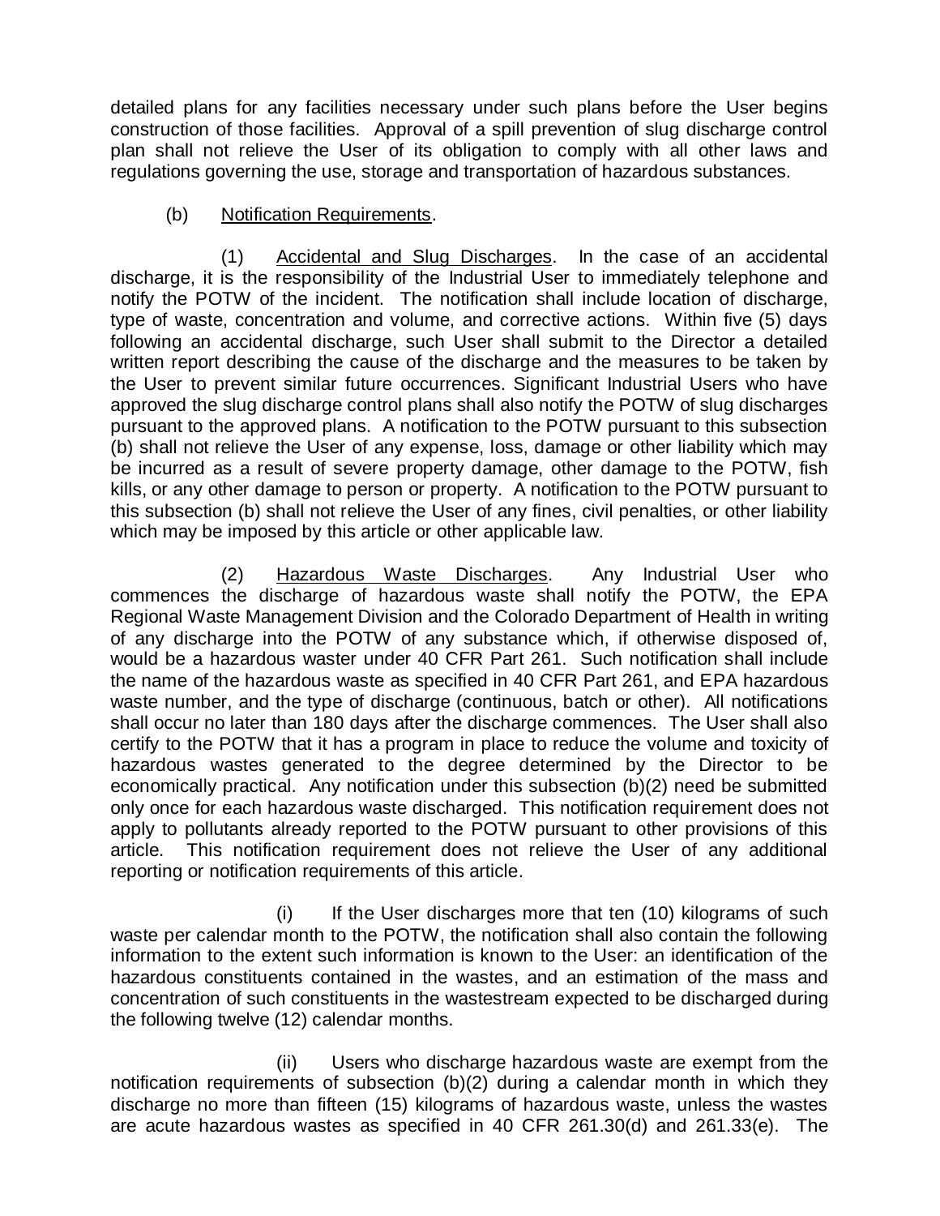detailed plans for any facilities necessary under such plans before the User begins construction of those facilities. Approval of a spill prevention of slug discharge control plan shall not relieve the User of its obligation to comply with all other laws and regulations governing the use, storage and transportation of hazardous substances.

(b) Notification Requirements.

(1) Accidental and Slug Discharges. In the case of an accidental discharge, it is the responsibility of the Industrial User to immediately telephone and notify the POTW of the incident. The notification shall include location of discharge, type of waste, concentration and volume, and corrective actions. Within five (5) days following an accidental discharge, such User shall submit to the Director a detailed written report describing the cause of the discharge and the measures to be taken by the User to prevent similar future occurrences. Significant Industrial Users who have approved the slug discharge control plans shall also notify the POTW of slug discharges pursuant to the approved plans. A notification to the POTW pursuant to this subsection (b) shall not relieve the User of any expense, loss, damage or other liability which may be incurred as a result of severe property damage, other damage to the POTW, fish kills, or any other damage to person or property. A notification to the POTW pursuant to this subsection (b) shall not relieve the User of any fines, civil penalties, or other liability which may be imposed by this article or other applicable law.

(2) Hazardous Waste Discharges. Any Industrial User who commences the discharge of hazardous waste shall notify the POTW, the EPA Regional Waste Management Division and the Colorado Department of Health in writing of any discharge into the POTW of any substance which, if otherwise disposed of, would be a hazardous waster under 40 CFR Part 261. Such notification shall include the name of the hazardous waste as specified in 40 CFR Part 261, and EPA hazardous waste number, and the type of discharge (continuous, batch or other). All notifications shall occur no later than 180 days after the discharge commences. The User shall also certify to the POTW that it has a program in place to reduce the volume and toxicity of hazardous wastes generated to the degree determined by the Director to be economically practical. Any notification under this subsection (b)(2) need be submitted only once for each hazardous waste discharged. This notification requirement does not apply to pollutants already reported to the POTW pursuant to other provisions of this article. This notification requirement does not relieve the User of any additional reporting or notification requirements of this article.

(i) If the User discharges more that ten (10) kilograms of such waste per calendar month to the POTW, the notification shall also contain the following information to the extent such information is known to the User: an identification of the hazardous constituents contained in the wastes, and an estimation of the mass and concentration of such constituents in the wastestream expected to be discharged during the following twelve (12) calendar months.

(ii) Users who discharge hazardous waste are exempt from the notification requirements of subsection (b)(2) during a calendar month in which they discharge no more than fifteen (15) kilograms of hazardous waste, unless the wastes are acute hazardous wastes as specified in 40 CFR 261.30(d) and 261.33(e). The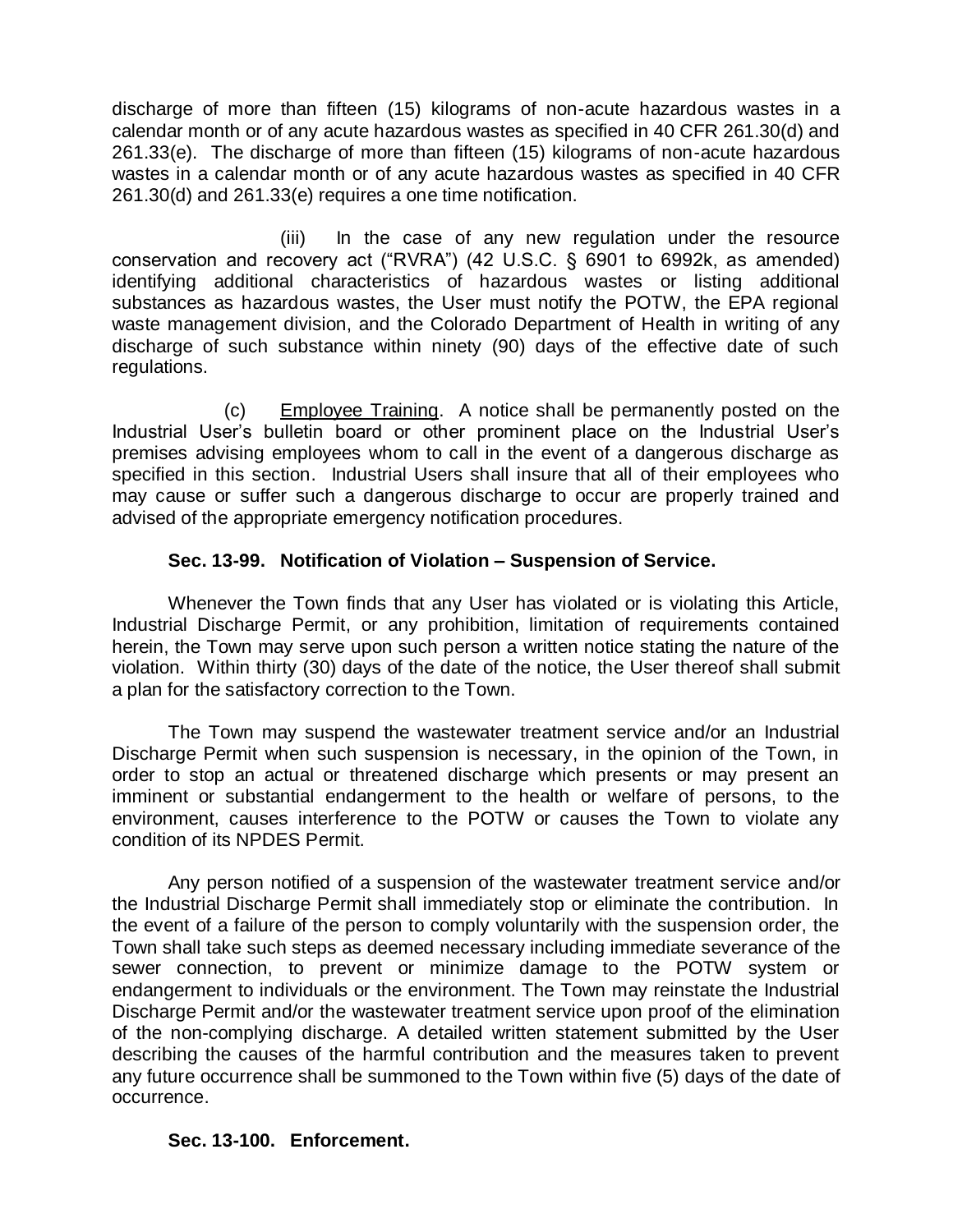discharge of more than fifteen (15) kilograms of non-acute hazardous wastes in a calendar month or of any acute hazardous wastes as specified in 40 CFR 261.30(d) and 261.33(e). The discharge of more than fifteen (15) kilograms of non-acute hazardous wastes in a calendar month or of any acute hazardous wastes as specified in 40 CFR 261.30(d) and 261.33(e) requires a one time notification.

(iii) In the case of any new regulation under the resource conservation and recovery act ("RVRA") (42 U.S.C. § 6901 to 6992k, as amended) identifying additional characteristics of hazardous wastes or listing additional substances as hazardous wastes, the User must notify the POTW, the EPA regional waste management division, and the Colorado Department of Health in writing of any discharge of such substance within ninety (90) days of the effective date of such regulations.

(c) Employee Training. A notice shall be permanently posted on the Industrial User's bulletin board or other prominent place on the Industrial User's premises advising employees whom to call in the event of a dangerous discharge as specified in this section. Industrial Users shall insure that all of their employees who may cause or suffer such a dangerous discharge to occur are properly trained and advised of the appropriate emergency notification procedures.

**Sec. 13-99. Notification of Violation – Suspension of Service.**

Whenever the Town finds that any User has violated or is violating this Article, Industrial Discharge Permit, or any prohibition, limitation of requirements contained herein, the Town may serve upon such person a written notice stating the nature of the violation. Within thirty (30) days of the date of the notice, the User thereof shall submit a plan for the satisfactory correction to the Town.

The Town may suspend the wastewater treatment service and/or an Industrial Discharge Permit when such suspension is necessary, in the opinion of the Town, in order to stop an actual or threatened discharge which presents or may present an imminent or substantial endangerment to the health or welfare of persons, to the environment, causes interference to the POTW or causes the Town to violate any condition of its NPDES Permit.

Any person notified of a suspension of the wastewater treatment service and/or the Industrial Discharge Permit shall immediately stop or eliminate the contribution. In the event of a failure of the person to comply voluntarily with the suspension order, the Town shall take such steps as deemed necessary including immediate severance of the sewer connection, to prevent or minimize damage to the POTW system or endangerment to individuals or the environment. The Town may reinstate the Industrial Discharge Permit and/or the wastewater treatment service upon proof of the elimination of the non-complying discharge. A detailed written statement submitted by the User describing the causes of the harmful contribution and the measures taken to prevent any future occurrence shall be summoned to the Town within five (5) days of the date of occurrence.

**Sec. 13-100. Enforcement.**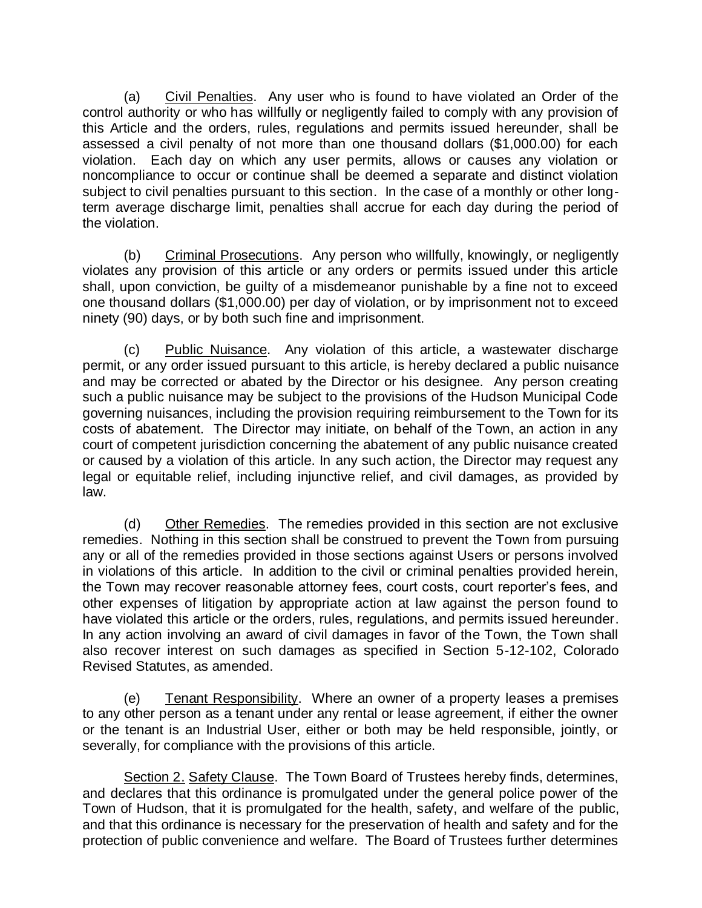(a) Civil Penalties. Any user who is found to have violated an Order of the control authority or who has willfully or negligently failed to comply with any provision of this Article and the orders, rules, regulations and permits issued hereunder, shall be assessed a civil penalty of not more than one thousand dollars ($1,000.00) for each violation. Each day on which any user permits, allows or causes any violation or noncompliance to occur or continue shall be deemed a separate and distinct violation subject to civil penalties pursuant to this section. In the case of a monthly or other long-term average discharge limit, penalties shall accrue for each day during the period of the violation.

(b) Criminal Prosecutions. Any person who willfully, knowingly, or negligently violates any provision of this article or any orders or permits issued under this article shall, upon conviction, be guilty of a misdemeanor punishable by a fine not to exceed one thousand dollars ($1,000.00) per day of violation, or by imprisonment not to exceed ninety (90) days, or by both such fine and imprisonment.

(c) Public Nuisance. Any violation of this article, a wastewater discharge permit, or any order issued pursuant to this article, is hereby declared a public nuisance and may be corrected or abated by the Director or his designee. Any person creating such a public nuisance may be subject to the provisions of the Hudson Municipal Code governing nuisances, including the provision requiring reimbursement to the Town for its costs of abatement. The Director may initiate, on behalf of the Town, an action in any court of competent jurisdiction concerning the abatement of any public nuisance created or caused by a violation of this article. In any such action, the Director may request any legal or equitable relief, including injunctive relief, and civil damages, as provided by law.

(d) Other Remedies. The remedies provided in this section are not exclusive remedies. Nothing in this section shall be construed to prevent the Town from pursuing any or all of the remedies provided in those sections against Users or persons involved in violations of this article. In addition to the civil or criminal penalties provided herein, the Town may recover reasonable attorney fees, court costs, court reporter's fees, and other expenses of litigation by appropriate action at law against the person found to have violated this article or the orders, rules, regulations, and permits issued hereunder. In any action involving an award of civil damages in favor of the Town, the Town shall also recover interest on such damages as specified in Section 5-12-102, Colorado Revised Statutes, as amended.

(e) Tenant Responsibility. Where an owner of a property leases a premises to any other person as a tenant under any rental or lease agreement, if either the owner or the tenant is an Industrial User, either or both may be held responsible, jointly, or severally, for compliance with the provisions of this article.

Section 2. Safety Clause. The Town Board of Trustees hereby finds, determines, and declares that this ordinance is promulgated under the general police power of the Town of Hudson, that it is promulgated for the health, safety, and welfare of the public, and that this ordinance is necessary for the preservation of health and safety and for the protection of public convenience and welfare. The Board of Trustees further determines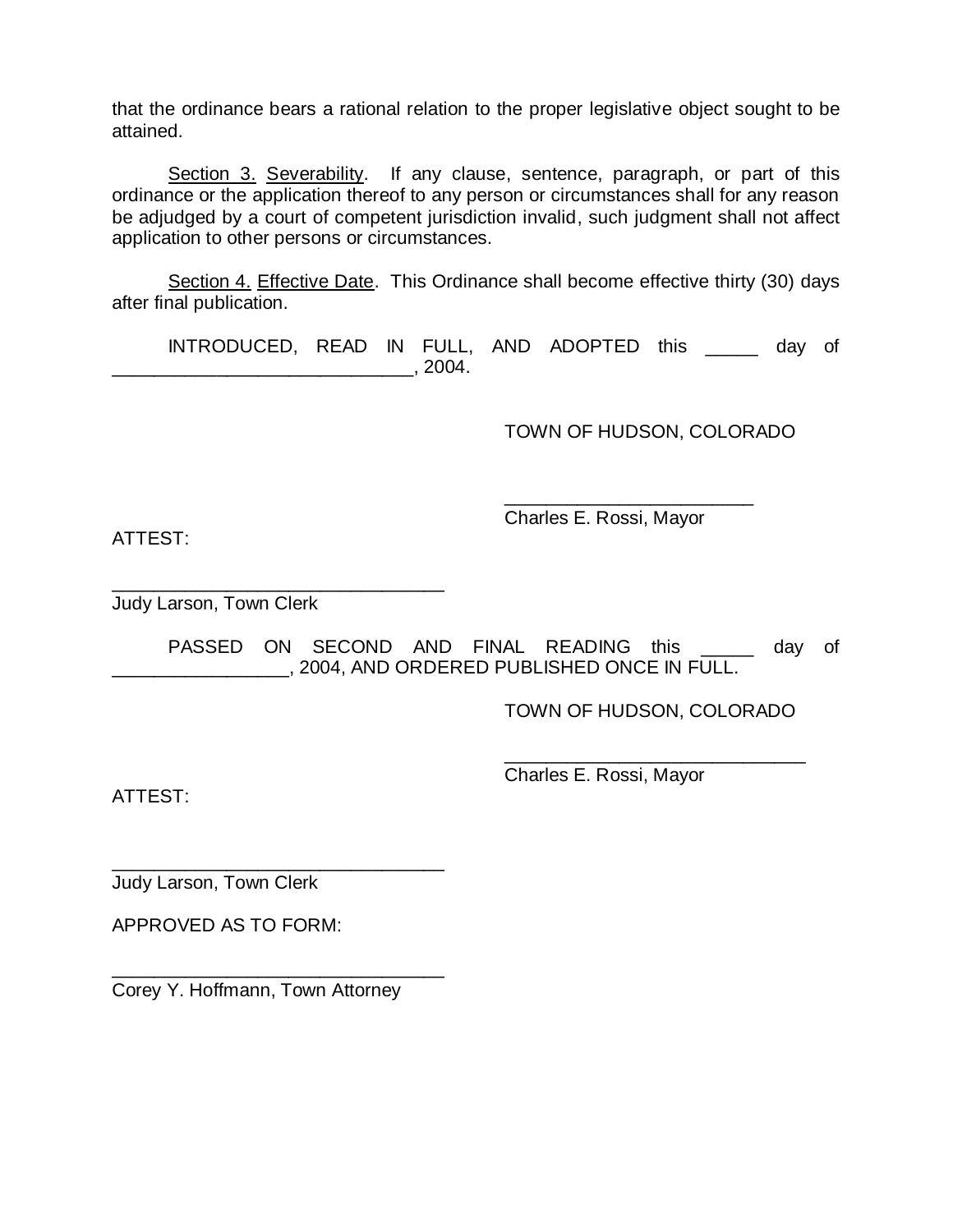that the ordinance bears a rational relation to the proper legislative object sought to be attained.

Section 3. Severability. If any clause, sentence, paragraph, or part of this ordinance or the application thereof to any person or circumstances shall for any reason be adjudged by a court of competent jurisdiction invalid, such judgment shall not affect application to other persons or circumstances.

Section 4. Effective Date. This Ordinance shall become effective thirty (30) days after final publication.

INTRODUCED, READ IN FULL, AND ADOPTED this _____ day of _____________________________, 2004.

TOWN OF HUDSON, COLORADO

________________________
Charles E. Rossi, Mayor

ATTEST:

________________________________
Judy Larson, Town Clerk

PASSED ON SECOND AND FINAL READING this _____ day of _________________, 2004, AND ORDERED PUBLISHED ONCE IN FULL.

TOWN OF HUDSON, COLORADO

_____________________________
Charles E. Rossi, Mayor

ATTEST:

________________________________
Judy Larson, Town Clerk

APPROVED AS TO FORM:

________________________________
Corey Y. Hoffmann, Town Attorney